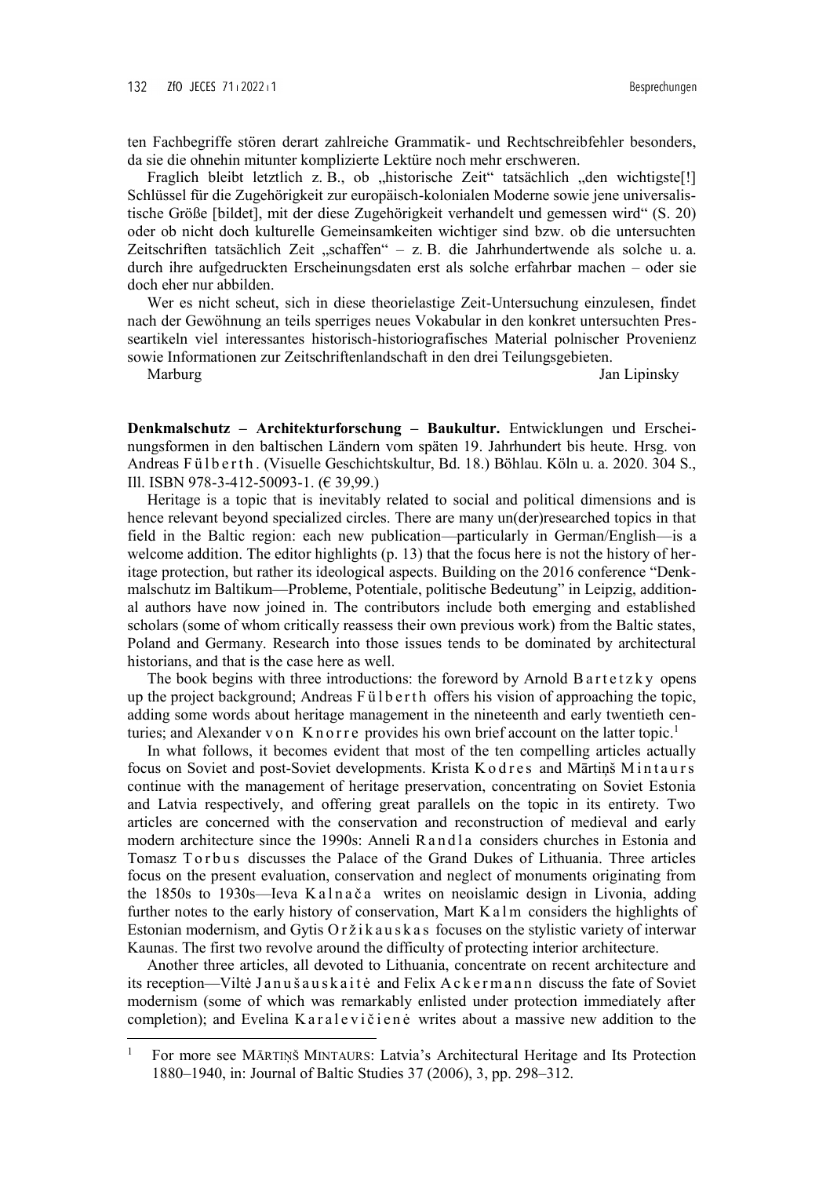ten Fachbegriffe stören derart zahlreiche Grammatik- und Rechtschreibfehler besonders, da sie die ohnehin mitunter komplizierte Lektüre noch mehr erschweren.

Fraglich bleibt letztlich z. B., ob „historische Zeit" tatsächlich „den wichtigste[!] Schlüssel für die Zugehörigkeit zur europäisch-kolonialen Moderne sowie jene universalistische Größe [bildet], mit der diese Zugehörigkeit verhandelt und gemessen wird" (S. 20) oder ob nicht doch kulturelle Gemeinsamkeiten wichtiger sind bzw. ob die untersuchten Zeitschriften tatsächlich Zeit „schaffen" – z. B. die Jahrhundertwende als solche u. a. durch ihre aufgedruckten Erscheinungsdaten erst als solche erfahrbar machen – oder sie doch eher nur abbilden.

Wer es nicht scheut, sich in diese theorielastige Zeit-Untersuchung einzulesen, findet nach der Gewöhnung an teils sperriges neues Vokabular in den konkret untersuchten Presseartikeln viel interessantes historisch-historiografisches Material polnischer Provenienz sowie Informationen zur Zeitschriftenlandschaft in den drei Teilungsgebieten.

Marburg — Jan Lipinsky

---

**Denkmalschutz – Architekturforschung – Baukultur.** Entwicklungen und Erscheinungsformen in den baltischen Ländern vom späten 19. Jahrhundert bis heute. Hrsg. von Andreas Fülberth. (Visuelle Geschichtskultur, Bd. 18.) Böhlau. Köln u. a. 2020. 304 S., Ill. ISBN 978-3-412-50093-1. (€ 39,99.)

Heritage is a topic that is inevitably related to social and political dimensions and is hence relevant beyond specialized circles. There are many un(der)researched topics in that field in the Baltic region: each new publication—particularly in German/English—is a welcome addition. The editor highlights (p. 13) that the focus here is not the history of heritage protection, but rather its ideological aspects. Building on the 2016 conference "Denkmalschutz im Baltikum—Probleme, Potentiale, politische Bedeutung" in Leipzig, additional authors have now joined in. The contributors include both emerging and established scholars (some of whom critically reassess their own previous work) from the Baltic states, Poland and Germany. Research into those issues tends to be dominated by architectural historians, and that is the case here as well.

The book begins with three introductions: the foreword by Arnold Bartetzky opens up the project background; Andreas Fülberth offers his vision of approaching the topic, adding some words about heritage management in the nineteenth and early twentieth centuries; and Alexander von Knorre provides his own brief account on the latter topic.[1]

In what follows, it becomes evident that most of the ten compelling articles actually focus on Soviet and post-Soviet developments. Krista Kodres and Mārtiņš Mintaurs continue with the management of heritage preservation, concentrating on Soviet Estonia and Latvia respectively, and offering great parallels on the topic in its entirety. Two articles are concerned with the conservation and reconstruction of medieval and early modern architecture since the 1990s: Anneli Randla considers churches in Estonia and Tomasz Torbus discusses the Palace of the Grand Dukes of Lithuania. Three articles focus on the present evaluation, conservation and neglect of monuments originating from the 1850s to 1930s—Ieva Kalnača writes on neoislamic design in Livonia, adding further notes to the early history of conservation, Mart Kalm considers the highlights of Estonian modernism, and Gytis Oržikauskas focuses on the stylistic variety of interwar Kaunas. The first two revolve around the difficulty of protecting interior architecture.

Another three articles, all devoted to Lithuania, concentrate on recent architecture and its reception—Viltė Janušauskaitė and Felix Ackermann discuss the fate of Soviet modernism (some of which was remarkably enlisted under protection immediately after completion); and Evelina Karalevičienė writes about a massive new addition to the

---

[1] For more see MĀRTIŅŠ MINTAURS: Latvia's Architectural Heritage and Its Protection 1880–1940, in: Journal of Baltic Studies 37 (2006), 3, pp. 298–312.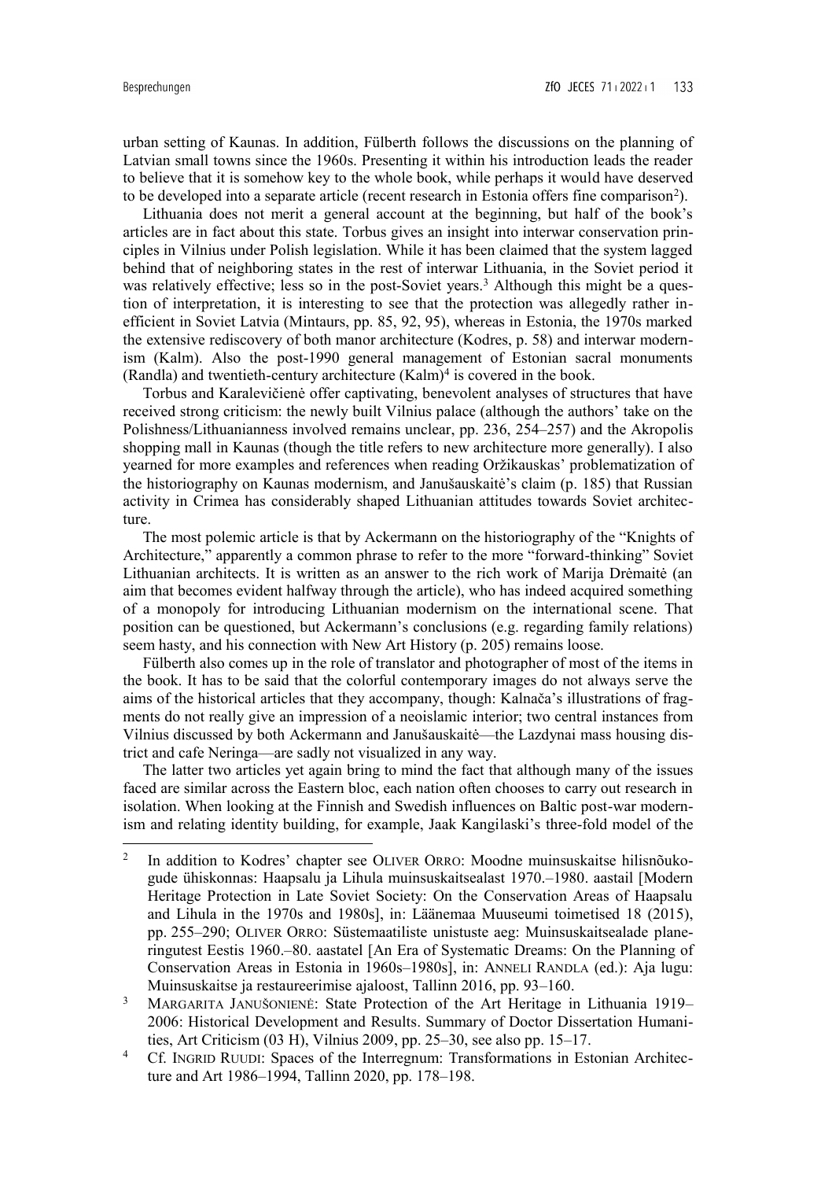urban setting of Kaunas. In addition, Fülberth follows the discussions on the planning of Latvian small towns since the 1960s. Presenting it within his introduction leads the reader to believe that it is somehow key to the whole book, while perhaps it would have deserved to be developed into a separate article (recent research in Estonia offers fine comparison[2]).

Lithuania does not merit a general account at the beginning, but half of the book's articles are in fact about this state. Torbus gives an insight into interwar conservation principles in Vilnius under Polish legislation. While it has been claimed that the system lagged behind that of neighboring states in the rest of interwar Lithuania, in the Soviet period it was relatively effective; less so in the post-Soviet years.[3] Although this might be a question of interpretation, it is interesting to see that the protection was allegedly rather inefficient in Soviet Latvia (Mintaurs, pp. 85, 92, 95), whereas in Estonia, the 1970s marked the extensive rediscovery of both manor architecture (Kodres, p. 58) and interwar modernism (Kalm). Also the post-1990 general management of Estonian sacral monuments (Randla) and twentieth-century architecture (Kalm)[4] is covered in the book.

Torbus and Karalevičienė offer captivating, benevolent analyses of structures that have received strong criticism: the newly built Vilnius palace (although the authors' take on the Polishness/Lithuanianness involved remains unclear, pp. 236, 254–257) and the Akropolis shopping mall in Kaunas (though the title refers to new architecture more generally). I also yearned for more examples and references when reading Oržikauskas' problematization of the historiography on Kaunas modernism, and Janušauskaitė's claim (p. 185) that Russian activity in Crimea has considerably shaped Lithuanian attitudes towards Soviet architecture.

The most polemic article is that by Ackermann on the historiography of the "Knights of Architecture," apparently a common phrase to refer to the more "forward-thinking" Soviet Lithuanian architects. It is written as an answer to the rich work of Marija Drėmaitė (an aim that becomes evident halfway through the article), who has indeed acquired something of a monopoly for introducing Lithuanian modernism on the international scene. That position can be questioned, but Ackermann's conclusions (e.g. regarding family relations) seem hasty, and his connection with New Art History (p. 205) remains loose.

Fülberth also comes up in the role of translator and photographer of most of the items in the book. It has to be said that the colorful contemporary images do not always serve the aims of the historical articles that they accompany, though: Kalnača's illustrations of fragments do not really give an impression of a neoislamic interior; two central instances from Vilnius discussed by both Ackermann and Janušauskaitė—the Lazdynai mass housing district and cafe Neringa—are sadly not visualized in any way.

The latter two articles yet again bring to mind the fact that although many of the issues faced are similar across the Eastern bloc, each nation often chooses to carry out research in isolation. When looking at the Finnish and Swedish influences on Baltic post-war modernism and relating identity building, for example, Jaak Kangilaski's three-fold model of the

---

[2] In addition to Kodres' chapter see OLIVER ORRO: Moodne muinsuskaitse hilisnõukogude ühiskonnas: Haapsalu ja Lihula muinsuskaitsealast 1970.–1980. aastail [Modern Heritage Protection in Late Soviet Society: On the Conservation Areas of Haapsalu and Lihula in the 1970s and 1980s], in: Läänemaa Muuseumi toimetised 18 (2015), pp. 255–290; OLIVER ORRO: Süstemaatiliste unistuste aeg: Muinsuskaitsealade planeeringutest Eestis 1960.–80. aastatel [An Era of Systematic Dreams: On the Planning of Conservation Areas in Estonia in 1960s–1980s], in: ANNELI RANDLA (ed.): Aja lugu: Muinsuskaitse ja restaureerimise ajaloost, Tallinn 2016, pp. 93–160.

[3] MARGARITA JANUŠONIENĖ: State Protection of the Art Heritage in Lithuania 1919–2006: Historical Development and Results. Summary of Doctor Dissertation Humanities, Art Criticism (03 H), Vilnius 2009, pp. 25–30, see also pp. 15–17.

[4] Cf. INGRID RUUDI: Spaces of the Interregnum: Transformations in Estonian Architecture and Art 1986–1994, Tallinn 2020, pp. 178–198.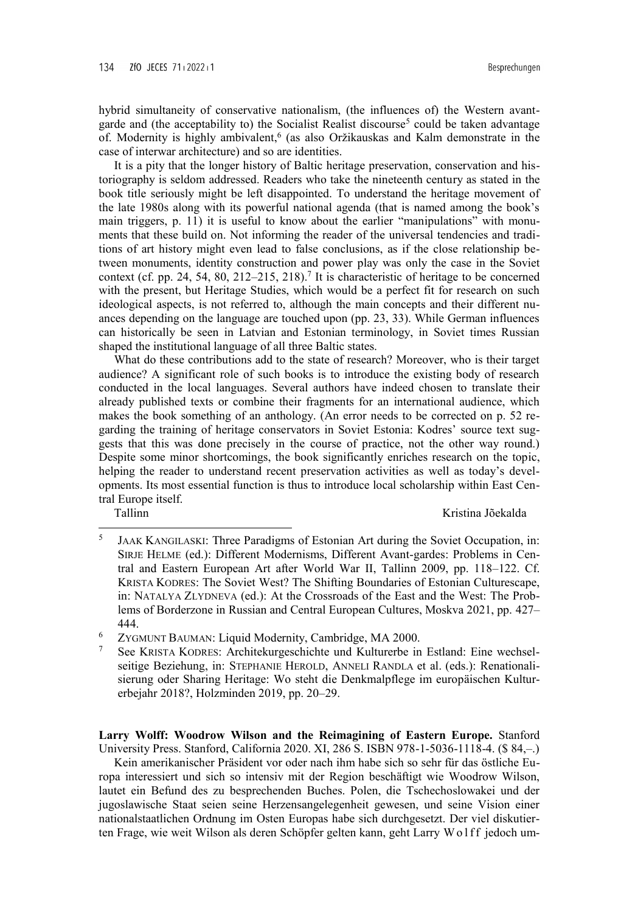hybrid simultaneity of conservative nationalism, (the influences of) the Western avant-garde and (the acceptability to) the Socialist Realist discourse[5] could be taken advantage of. Modernity is highly ambivalent,[6] (as also Oržikauskas and Kalm demonstrate in the case of interwar architecture) and so are identities.

It is a pity that the longer history of Baltic heritage preservation, conservation and historiography is seldom addressed. Readers who take the nineteenth century as stated in the book title seriously might be left disappointed. To understand the heritage movement of the late 1980s along with its powerful national agenda (that is named among the book's main triggers, p. 11) it is useful to know about the earlier "manipulations" with monuments that these build on. Not informing the reader of the universal tendencies and traditions of art history might even lead to false conclusions, as if the close relationship between monuments, identity construction and power play was only the case in the Soviet context (cf. pp. 24, 54, 80, 212–215, 218).[7] It is characteristic of heritage to be concerned with the present, but Heritage Studies, which would be a perfect fit for research on such ideological aspects, is not referred to, although the main concepts and their different nuances depending on the language are touched upon (pp. 23, 33). While German influences can historically be seen in Latvian and Estonian terminology, in Soviet times Russian shaped the institutional language of all three Baltic states.

What do these contributions add to the state of research? Moreover, who is their target audience? A significant role of such books is to introduce the existing body of research conducted in the local languages. Several authors have indeed chosen to translate their already published texts or combine their fragments for an international audience, which makes the book something of an anthology. (An error needs to be corrected on p. 52 regarding the training of heritage conservators in Soviet Estonia: Kodres' source text suggests that this was done precisely in the course of practice, not the other way round.) Despite some minor shortcomings, the book significantly enriches research on the topic, helping the reader to understand recent preservation activities as well as today's developments. Its most essential function is thus to introduce local scholarship within East Central Europe itself.

Tallinn — Kristina Jõekalda

[5] JAAK KANGILASKI: Three Paradigms of Estonian Art during the Soviet Occupation, in: SIRJE HELME (ed.): Different Modernisms, Different Avant-gardes: Problems in Central and Eastern European Art after World War II, Tallinn 2009, pp. 118–122. Cf. KRISTA KODRES: The Soviet West? The Shifting Boundaries of Estonian Culturescape, in: NATALYA ZLYDNEVA (ed.): At the Crossroads of the East and the West: The Problems of Borderzone in Russian and Central European Cultures, Moskva 2021, pp. 427–444.

[6] ZYGMUNT BAUMAN: Liquid Modernity, Cambridge, MA 2000.

[7] See KRISTA KODRES: Architekurgeschichte und Kulturerbe in Estland: Eine wechselseitige Beziehung, in: STEPHANIE HEROLD, ANNELI RANDLA et al. (eds.): Renationalisierung oder Sharing Heritage: Wo steht die Denkmalpflege im europäischen Kulturerbejahr 2018?, Holzminden 2019, pp. 20–29.

**Larry Wolff: Woodrow Wilson and the Reimagining of Eastern Europe.** Stanford University Press. Stanford, California 2020. XI, 286 S. ISBN 978-1-5036-1118-4. ($ 84,–.)

Kein amerikanischer Präsident vor oder nach ihm habe sich so sehr für das östliche Europa interessiert und sich so intensiv mit der Region beschäftigt wie Woodrow Wilson, lautet ein Befund des zu besprechenden Buches. Polen, die Tschechoslowakei und der jugoslawische Staat seien seine Herzensangelegenheit gewesen, und seine Vision einer nationalstaatlichen Ordnung im Osten Europas habe sich durchgesetzt. Der viel diskutierten Frage, wie weit Wilson als deren Schöpfer gelten kann, geht Larry Wolff jedoch um-